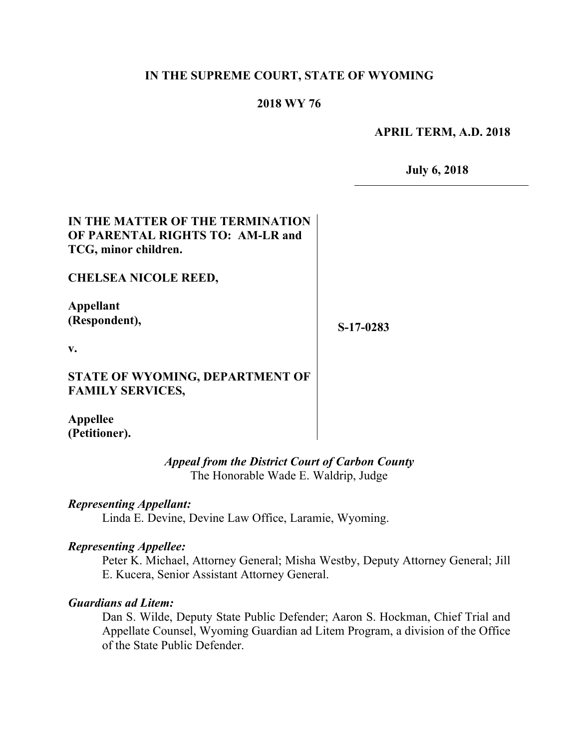**IN THE SUPREME COURT, STATE OF WYOMING**

**2018 WY 76**

**APRIL TERM, A.D. 2018**

**July 6, 2018**

| | |
|---|---|
| **IN THE MATTER OF THE TERMINATION OF PARENTAL RIGHTS TO: AM-LR and TCG, minor children.**<br><br>**CHELSEA NICOLE REED,**<br><br>**Appellant (Respondent),**<br><br>**v.**<br><br>**STATE OF WYOMING, DEPARTMENT OF FAMILY SERVICES,**<br><br>**Appellee (Petitioner).** | **S-17-0283** |

***Appeal from the District Court of Carbon County***
The Honorable Wade E. Waldrip, Judge

***Representing Appellant:***
Linda E. Devine, Devine Law Office, Laramie, Wyoming.

***Representing Appellee:***
Peter K. Michael, Attorney General; Misha Westby, Deputy Attorney General; Jill E. Kucera, Senior Assistant Attorney General.

***Guardians ad Litem:***
Dan S. Wilde, Deputy State Public Defender; Aaron S. Hockman, Chief Trial and Appellate Counsel, Wyoming Guardian ad Litem Program, a division of the Office of the State Public Defender.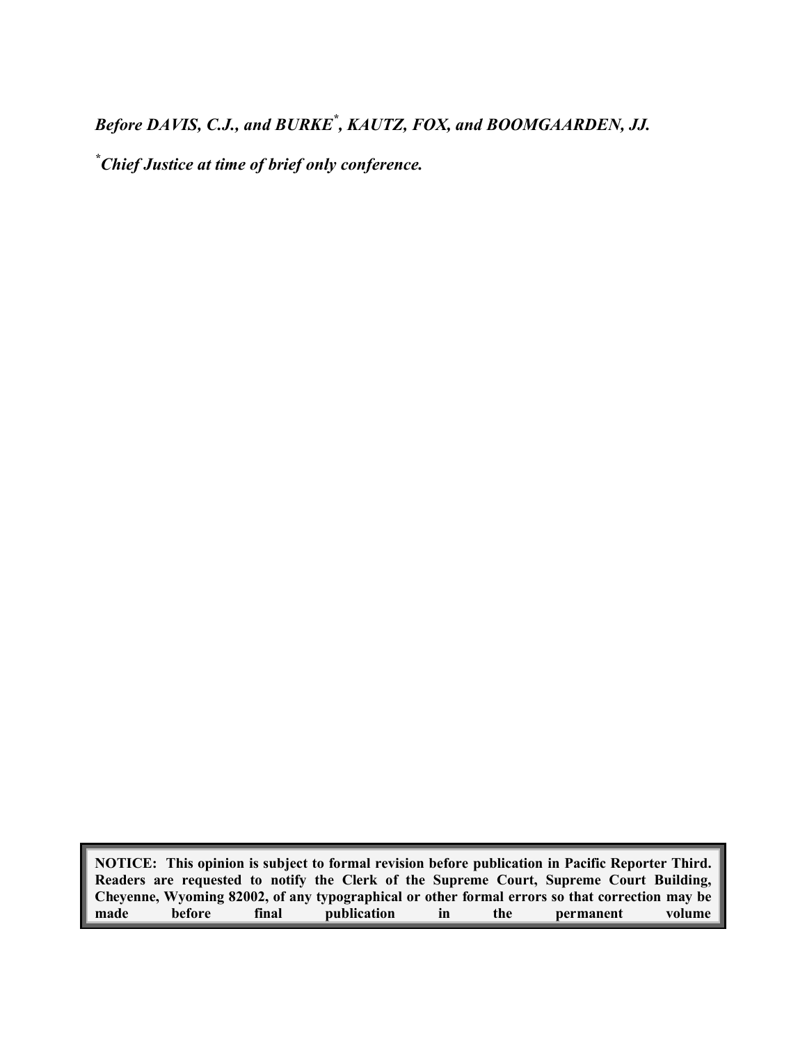***Before DAVIS, C.J., and BURKE*[*]*, KAUTZ, FOX, and BOOMGAARDEN, JJ.***

*[*]**Chief Justice at time of brief only conference.***

**NOTICE: This opinion is subject to formal revision before publication in Pacific Reporter Third. Readers are requested to notify the Clerk of the Supreme Court, Supreme Court Building, Cheyenne, Wyoming 82002, of any typographical or other formal errors so that correction may be made before final publication in the permanent volume**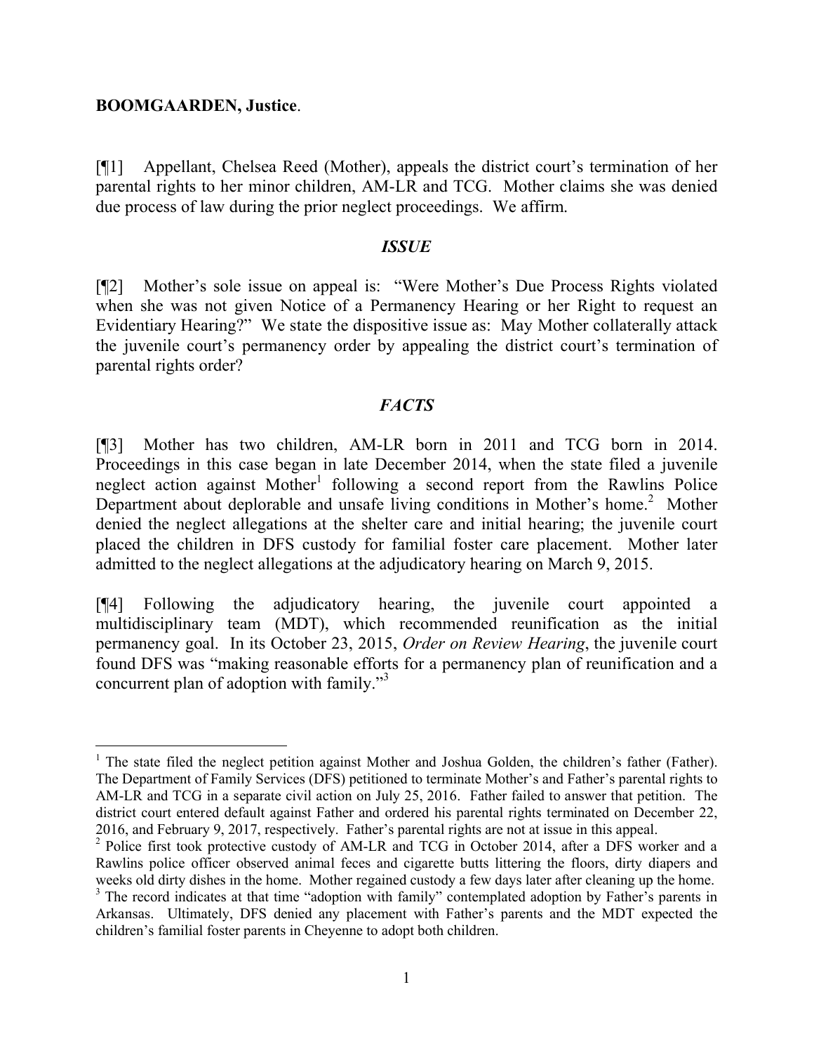**BOOMGAARDEN, Justice**.

[¶1] Appellant, Chelsea Reed (Mother), appeals the district court's termination of her parental rights to her minor children, AM-LR and TCG. Mother claims she was denied due process of law during the prior neglect proceedings. We affirm.

### *ISSUE*

[¶2] Mother's sole issue on appeal is: "Were Mother's Due Process Rights violated when she was not given Notice of a Permanency Hearing or her Right to request an Evidentiary Hearing?" We state the dispositive issue as: May Mother collaterally attack the juvenile court's permanency order by appealing the district court's termination of parental rights order?

### *FACTS*

[¶3] Mother has two children, AM-LR born in 2011 and TCG born in 2014. Proceedings in this case began in late December 2014, when the state filed a juvenile neglect action against Mother[1] following a second report from the Rawlins Police Department about deplorable and unsafe living conditions in Mother's home.[2] Mother denied the neglect allegations at the shelter care and initial hearing; the juvenile court placed the children in DFS custody for familial foster care placement. Mother later admitted to the neglect allegations at the adjudicatory hearing on March 9, 2015.

[¶4] Following the adjudicatory hearing, the juvenile court appointed a multidisciplinary team (MDT), which recommended reunification as the initial permanency goal. In its October 23, 2015, *Order on Review Hearing*, the juvenile court found DFS was "making reasonable efforts for a permanency plan of reunification and a concurrent plan of adoption with family."[3]

---

[1] The state filed the neglect petition against Mother and Joshua Golden, the children's father (Father). The Department of Family Services (DFS) petitioned to terminate Mother's and Father's parental rights to AM-LR and TCG in a separate civil action on July 25, 2016. Father failed to answer that petition. The district court entered default against Father and ordered his parental rights terminated on December 22, 2016, and February 9, 2017, respectively. Father's parental rights are not at issue in this appeal.

[2] Police first took protective custody of AM-LR and TCG in October 2014, after a DFS worker and a Rawlins police officer observed animal feces and cigarette butts littering the floors, dirty diapers and weeks old dirty dishes in the home. Mother regained custody a few days later after cleaning up the home.

[3] The record indicates at that time "adoption with family" contemplated adoption by Father's parents in Arkansas. Ultimately, DFS denied any placement with Father's parents and the MDT expected the children's familial foster parents in Cheyenne to adopt both children.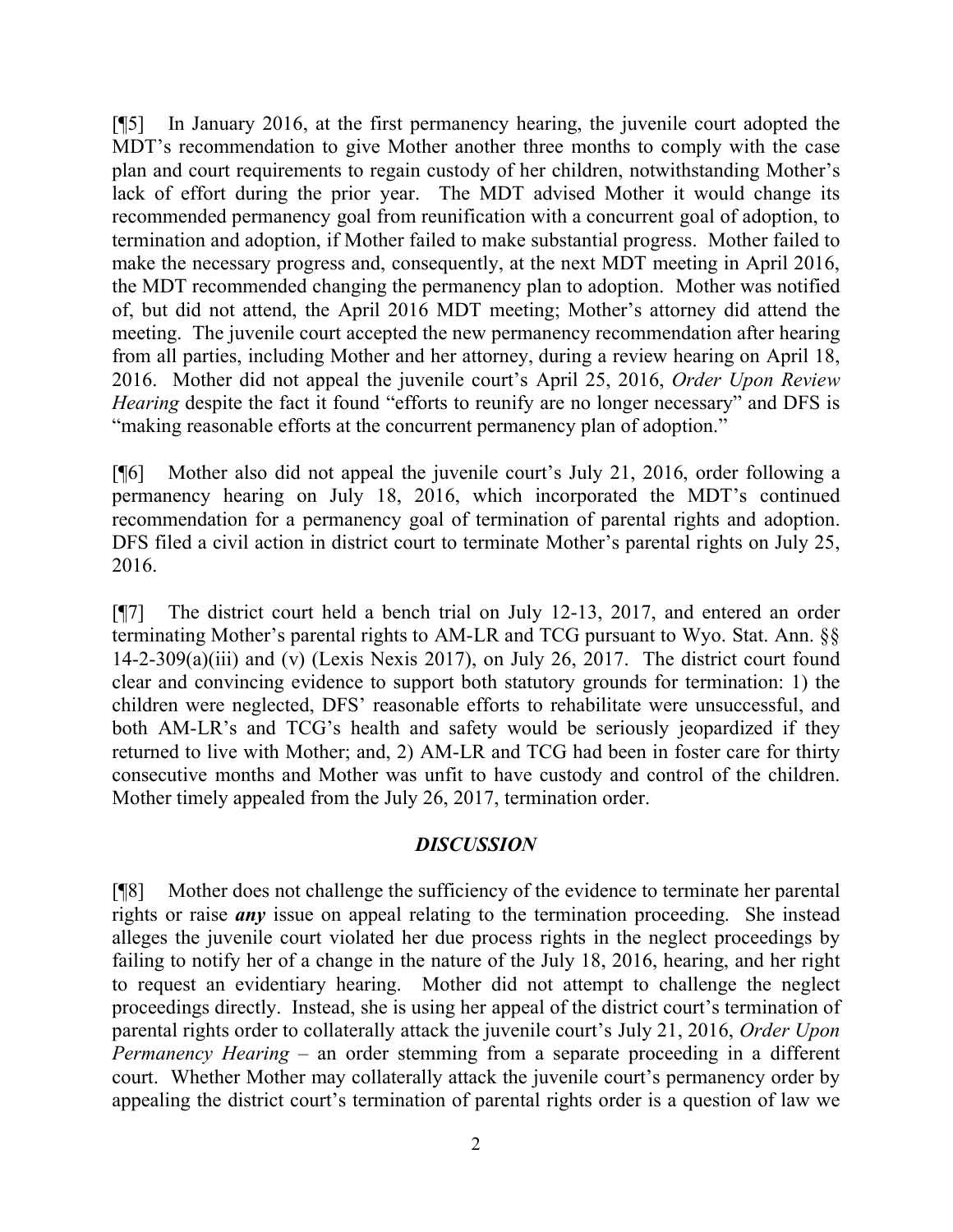[¶5] In January 2016, at the first permanency hearing, the juvenile court adopted the MDT's recommendation to give Mother another three months to comply with the case plan and court requirements to regain custody of her children, notwithstanding Mother's lack of effort during the prior year. The MDT advised Mother it would change its recommended permanency goal from reunification with a concurrent goal of adoption, to termination and adoption, if Mother failed to make substantial progress. Mother failed to make the necessary progress and, consequently, at the next MDT meeting in April 2016, the MDT recommended changing the permanency plan to adoption. Mother was notified of, but did not attend, the April 2016 MDT meeting; Mother's attorney did attend the meeting. The juvenile court accepted the new permanency recommendation after hearing from all parties, including Mother and her attorney, during a review hearing on April 18, 2016. Mother did not appeal the juvenile court's April 25, 2016, *Order Upon Review Hearing* despite the fact it found "efforts to reunify are no longer necessary" and DFS is "making reasonable efforts at the concurrent permanency plan of adoption."

[¶6] Mother also did not appeal the juvenile court's July 21, 2016, order following a permanency hearing on July 18, 2016, which incorporated the MDT's continued recommendation for a permanency goal of termination of parental rights and adoption. DFS filed a civil action in district court to terminate Mother's parental rights on July 25, 2016.

[¶7] The district court held a bench trial on July 12-13, 2017, and entered an order terminating Mother's parental rights to AM-LR and TCG pursuant to Wyo. Stat. Ann. §§ 14-2-309(a)(iii) and (v) (Lexis Nexis 2017), on July 26, 2017. The district court found clear and convincing evidence to support both statutory grounds for termination: 1) the children were neglected, DFS' reasonable efforts to rehabilitate were unsuccessful, and both AM-LR's and TCG's health and safety would be seriously jeopardized if they returned to live with Mother; and, 2) AM-LR and TCG had been in foster care for thirty consecutive months and Mother was unfit to have custody and control of the children. Mother timely appealed from the July 26, 2017, termination order.

## *DISCUSSION*

[¶8] Mother does not challenge the sufficiency of the evidence to terminate her parental rights or raise ***any*** issue on appeal relating to the termination proceeding. She instead alleges the juvenile court violated her due process rights in the neglect proceedings by failing to notify her of a change in the nature of the July 18, 2016, hearing, and her right to request an evidentiary hearing. Mother did not attempt to challenge the neglect proceedings directly. Instead, she is using her appeal of the district court's termination of parental rights order to collaterally attack the juvenile court's July 21, 2016, *Order Upon Permanency Hearing* – an order stemming from a separate proceeding in a different court. Whether Mother may collaterally attack the juvenile court's permanency order by appealing the district court's termination of parental rights order is a question of law we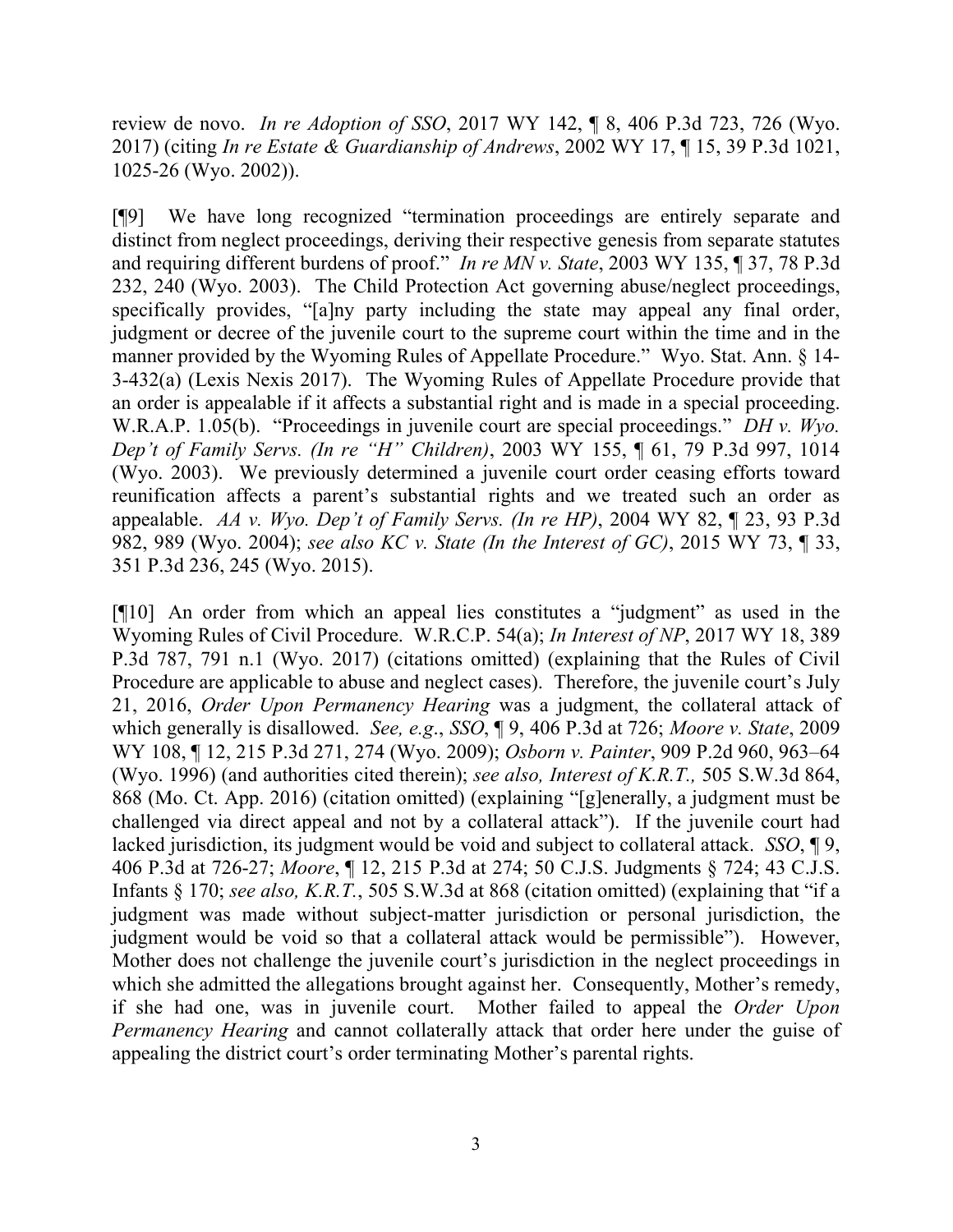review de novo. *In re Adoption of SSO*, 2017 WY 142, ¶ 8, 406 P.3d 723, 726 (Wyo. 2017) (citing *In re Estate & Guardianship of Andrews*, 2002 WY 17, ¶ 15, 39 P.3d 1021, 1025-26 (Wyo. 2002)).

[¶9] We have long recognized "termination proceedings are entirely separate and distinct from neglect proceedings, deriving their respective genesis from separate statutes and requiring different burdens of proof." *In re MN v. State*, 2003 WY 135, ¶ 37, 78 P.3d 232, 240 (Wyo. 2003). The Child Protection Act governing abuse/neglect proceedings, specifically provides, "[a]ny party including the state may appeal any final order, judgment or decree of the juvenile court to the supreme court within the time and in the manner provided by the Wyoming Rules of Appellate Procedure." Wyo. Stat. Ann. § 14-3-432(a) (Lexis Nexis 2017). The Wyoming Rules of Appellate Procedure provide that an order is appealable if it affects a substantial right and is made in a special proceeding. W.R.A.P. 1.05(b). "Proceedings in juvenile court are special proceedings." *DH v. Wyo. Dep't of Family Servs. (In re "H" Children)*, 2003 WY 155, ¶ 61, 79 P.3d 997, 1014 (Wyo. 2003). We previously determined a juvenile court order ceasing efforts toward reunification affects a parent's substantial rights and we treated such an order as appealable. *AA v. Wyo. Dep't of Family Servs. (In re HP)*, 2004 WY 82, ¶ 23, 93 P.3d 982, 989 (Wyo. 2004); *see also KC v. State (In the Interest of GC)*, 2015 WY 73, ¶ 33, 351 P.3d 236, 245 (Wyo. 2015).

[¶10] An order from which an appeal lies constitutes a "judgment" as used in the Wyoming Rules of Civil Procedure. W.R.C.P. 54(a); *In Interest of NP*, 2017 WY 18, 389 P.3d 787, 791 n.1 (Wyo. 2017) (citations omitted) (explaining that the Rules of Civil Procedure are applicable to abuse and neglect cases). Therefore, the juvenile court's July 21, 2016, *Order Upon Permanency Hearing* was a judgment, the collateral attack of which generally is disallowed. *See, e.g.*, *SSO*, ¶ 9, 406 P.3d at 726; *Moore v. State*, 2009 WY 108, ¶ 12, 215 P.3d 271, 274 (Wyo. 2009); *Osborn v. Painter*, 909 P.2d 960, 963–64 (Wyo. 1996) (and authorities cited therein); *see also, Interest of K.R.T.,* 505 S.W.3d 864, 868 (Mo. Ct. App. 2016) (citation omitted) (explaining "[g]enerally, a judgment must be challenged via direct appeal and not by a collateral attack"). If the juvenile court had lacked jurisdiction, its judgment would be void and subject to collateral attack. *SSO*, ¶ 9, 406 P.3d at 726-27; *Moore*, ¶ 12, 215 P.3d at 274; 50 C.J.S. Judgments § 724; 43 C.J.S. Infants § 170; *see also, K.R.T.*, 505 S.W.3d at 868 (citation omitted) (explaining that "if a judgment was made without subject-matter jurisdiction or personal jurisdiction, the judgment would be void so that a collateral attack would be permissible"). However, Mother does not challenge the juvenile court's jurisdiction in the neglect proceedings in which she admitted the allegations brought against her. Consequently, Mother's remedy, if she had one, was in juvenile court. Mother failed to appeal the *Order Upon Permanency Hearing* and cannot collaterally attack that order here under the guise of appealing the district court's order terminating Mother's parental rights.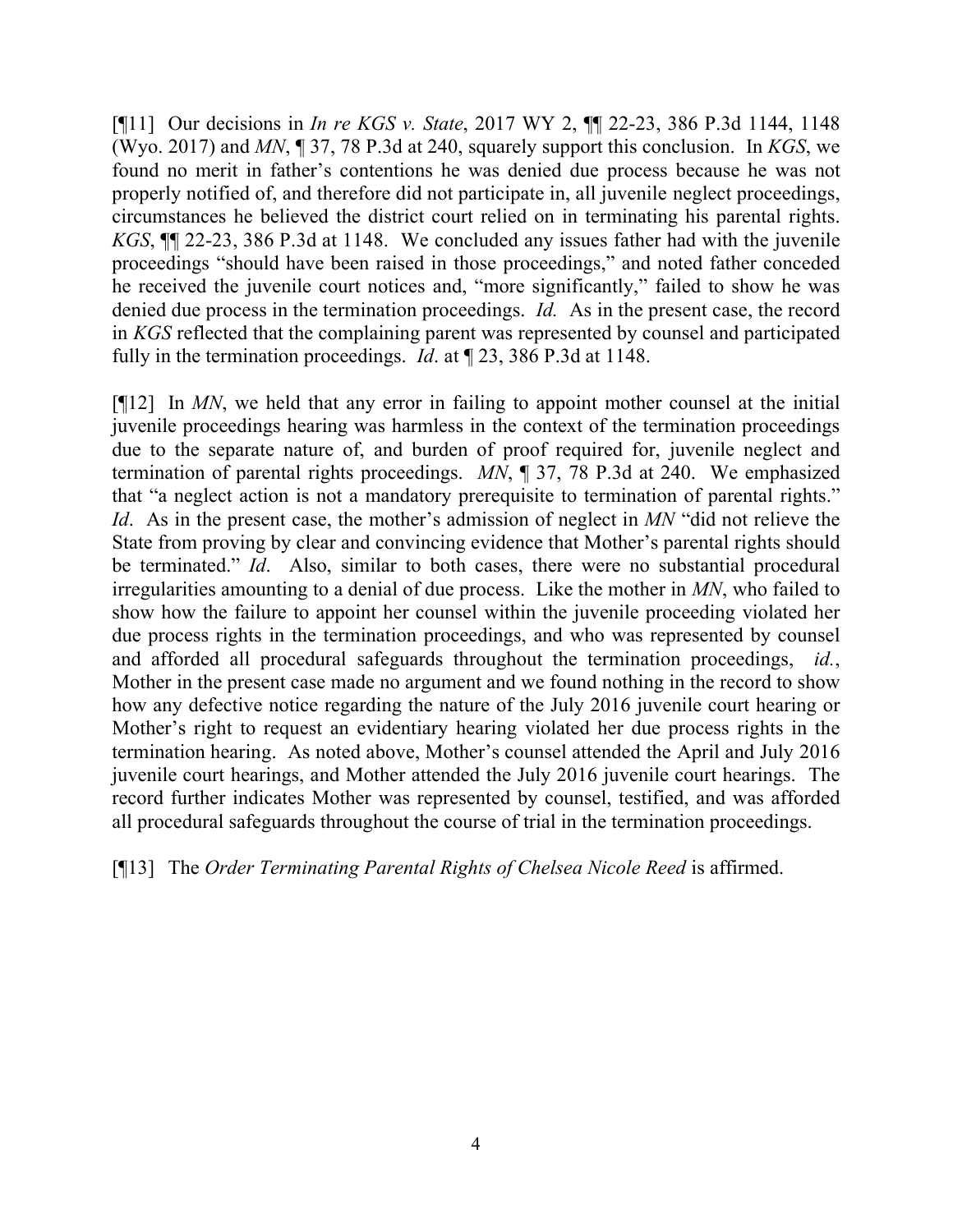[¶11] Our decisions in *In re KGS v. State*, 2017 WY 2, ¶¶ 22-23, 386 P.3d 1144, 1148 (Wyo. 2017) and *MN*, ¶ 37, 78 P.3d at 240, squarely support this conclusion. In *KGS*, we found no merit in father's contentions he was denied due process because he was not properly notified of, and therefore did not participate in, all juvenile neglect proceedings, circumstances he believed the district court relied on in terminating his parental rights. *KGS*, ¶¶ 22-23, 386 P.3d at 1148. We concluded any issues father had with the juvenile proceedings "should have been raised in those proceedings," and noted father conceded he received the juvenile court notices and, "more significantly," failed to show he was denied due process in the termination proceedings. *Id.* As in the present case, the record in *KGS* reflected that the complaining parent was represented by counsel and participated fully in the termination proceedings. *Id*. at ¶ 23, 386 P.3d at 1148.

[¶12] In *MN*, we held that any error in failing to appoint mother counsel at the initial juvenile proceedings hearing was harmless in the context of the termination proceedings due to the separate nature of, and burden of proof required for, juvenile neglect and termination of parental rights proceedings. *MN*, ¶ 37, 78 P.3d at 240. We emphasized that "a neglect action is not a mandatory prerequisite to termination of parental rights." *Id*. As in the present case, the mother's admission of neglect in *MN* "did not relieve the State from proving by clear and convincing evidence that Mother's parental rights should be terminated." *Id*. Also, similar to both cases, there were no substantial procedural irregularities amounting to a denial of due process. Like the mother in *MN*, who failed to show how the failure to appoint her counsel within the juvenile proceeding violated her due process rights in the termination proceedings, and who was represented by counsel and afforded all procedural safeguards throughout the termination proceedings, *id.*, Mother in the present case made no argument and we found nothing in the record to show how any defective notice regarding the nature of the July 2016 juvenile court hearing or Mother's right to request an evidentiary hearing violated her due process rights in the termination hearing. As noted above, Mother's counsel attended the April and July 2016 juvenile court hearings, and Mother attended the July 2016 juvenile court hearings. The record further indicates Mother was represented by counsel, testified, and was afforded all procedural safeguards throughout the course of trial in the termination proceedings.

[¶13] The *Order Terminating Parental Rights of Chelsea Nicole Reed* is affirmed.